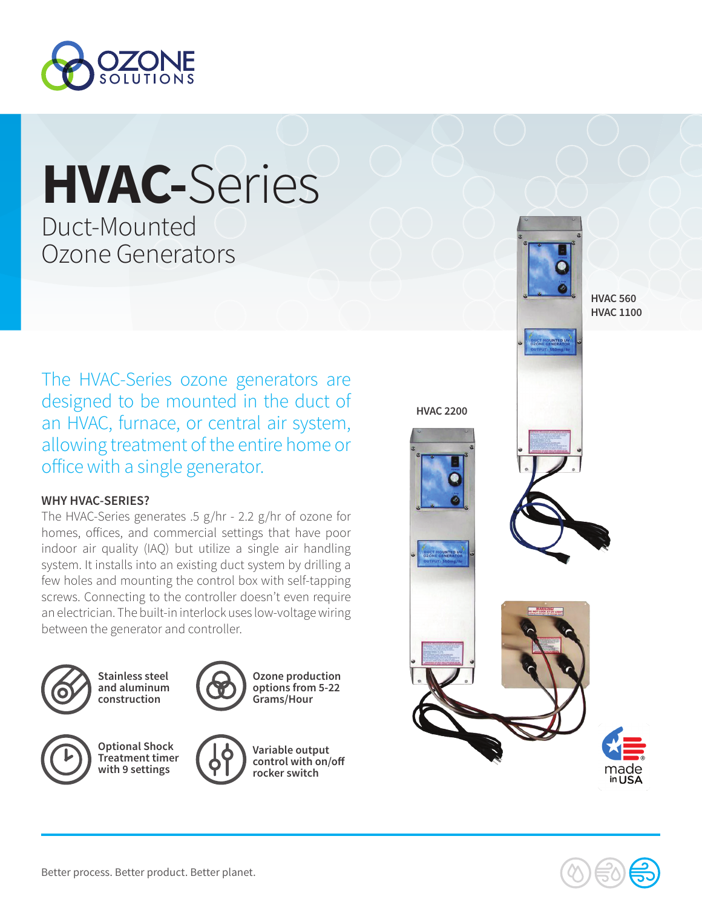# HVAC-Series

## Duct-Mounted Ozone Generators

The HVAC-Series ozone generators are designed to be mounted in the duct of an HVAC, furnace, or central air system, allowing treatment of the entire home or office with a single generator.

**WHY HVAC-SERIES?**

The HVAC-Series generates .5 g/hr - 2.2 g/hr of ozone for homes, offices, and commercial settings that have poor indoor air quality (IAQ) but utilize a single air handling system. It installs into an existing duct system by drilling a few holes and mounting the control box with self-tapping screws. Connecting to the controller doesn't even require an electrician. The built-in interlock uses low-voltage wiring between the generator and controller.

- **Stainless steel and aluminum construction**
- **Ozone production options from 5-22 Grams/Hour**
- **Optional Shock Treatment timer with 9 settings**
- **Variable output control with on/off rocker switch**

HVAC 560
HVAC 1100

HVAC 2200

made in USA

Better process. Better product. Better planet.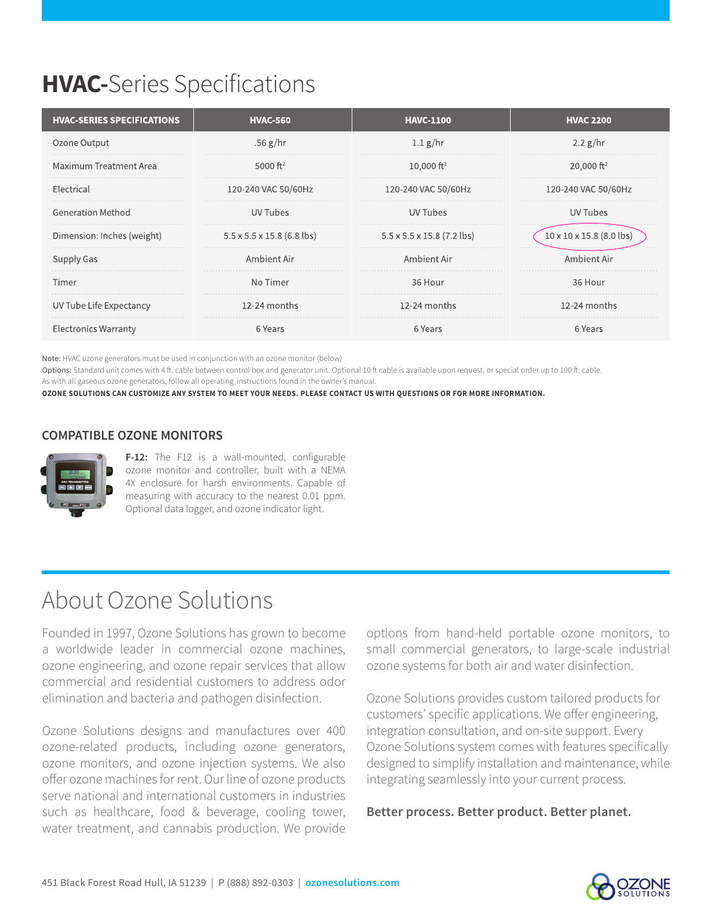# **HVAC-**Series Specifications

| HVAC-SERIES SPECIFICATIONS | HVAC-560 | HAVC-1100 | HVAC 2200 |
|---|---|---|---|
| Ozone Output | .56 g/hr | 1.1 g/hr | 2.2 g/hr |
| Maximum Treatment Area | 5000 ft² | 10,000 ft² | 20,000 ft² |
| Electrical | 120-240 VAC 50/60Hz | 120-240 VAC 50/60Hz | 120-240 VAC 50/60Hz |
| Generation Method | UV Tubes | UV Tubes | UV Tubes |
| Dimension: Inches (weight) | 5.5 x 5.5 x 15.8 (6.8 lbs) | 5.5 x 5.5 x 15.8 (7.2 lbs) | 10 x 10 x 15.8 (8.0 lbs) |
| Supply Gas | Ambient Air | Ambient Air | Ambient Air |
| Timer | No Timer | 36 Hour | 36 Hour |
| UV Tube Life Expectancy | 12-24 months | 12-24 months | 12-24 months |
| Electronics Warranty | 6 Years | 6 Years | 6 Years |

**Note:** HVAC ozone generators must be used in conjunction with an ozone monitor (below)

**Options:** Standard unit comes with 4 ft. cable between control box and generator unit. Optional 10 ft cable is available upon request, or special order up to 100 ft. cable.

As with all gaseous ozone generators, follow all operating instructions found in the owner's manual.

**OZONE SOLUTIONS CAN CUSTOMIZE ANY SYSTEM TO MEET YOUR NEEDS. PLEASE CONTACT US WITH QUESTIONS OR FOR MORE INFORMATION.**

### COMPATIBLE OZONE MONITORS

**F-12:** The F12 is a wall-mounted, configurable ozone monitor and controller, built with a NEMA 4X enclosure for harsh environments. Capable of measuring with accuracy to the nearest 0.01 ppm. Optional data logger, and ozone indicator light.

# About Ozone Solutions

Founded in 1997, Ozone Solutions has grown to become a worldwide leader in commercial ozone machines, ozone engineering, and ozone repair services that allow commercial and residential customers to address odor elimination and bacteria and pathogen disinfection.

Ozone Solutions designs and manufactures over 400 ozone-related products, including ozone generators, ozone monitors, and ozone injection systems. We also offer ozone machines for rent. Our line of ozone products serve national and international customers in industries such as healthcare, food & beverage, cooling tower, water treatment, and cannabis production. We provide options from hand-held portable ozone monitors, to small commercial generators, to large-scale industrial ozone systems for both air and water disinfection.

Ozone Solutions provides custom tailored products for customers' specific applications. We offer engineering, integration consultation, and on-site support. Every Ozone Solutions system comes with features specifically designed to simplify installation and maintenance, while integrating seamlessly into your current process.

**Better process. Better product. Better planet.**

451 Black Forest Road Hull, IA 51239 | P (888) 892-0303 | ozonesolutions.com